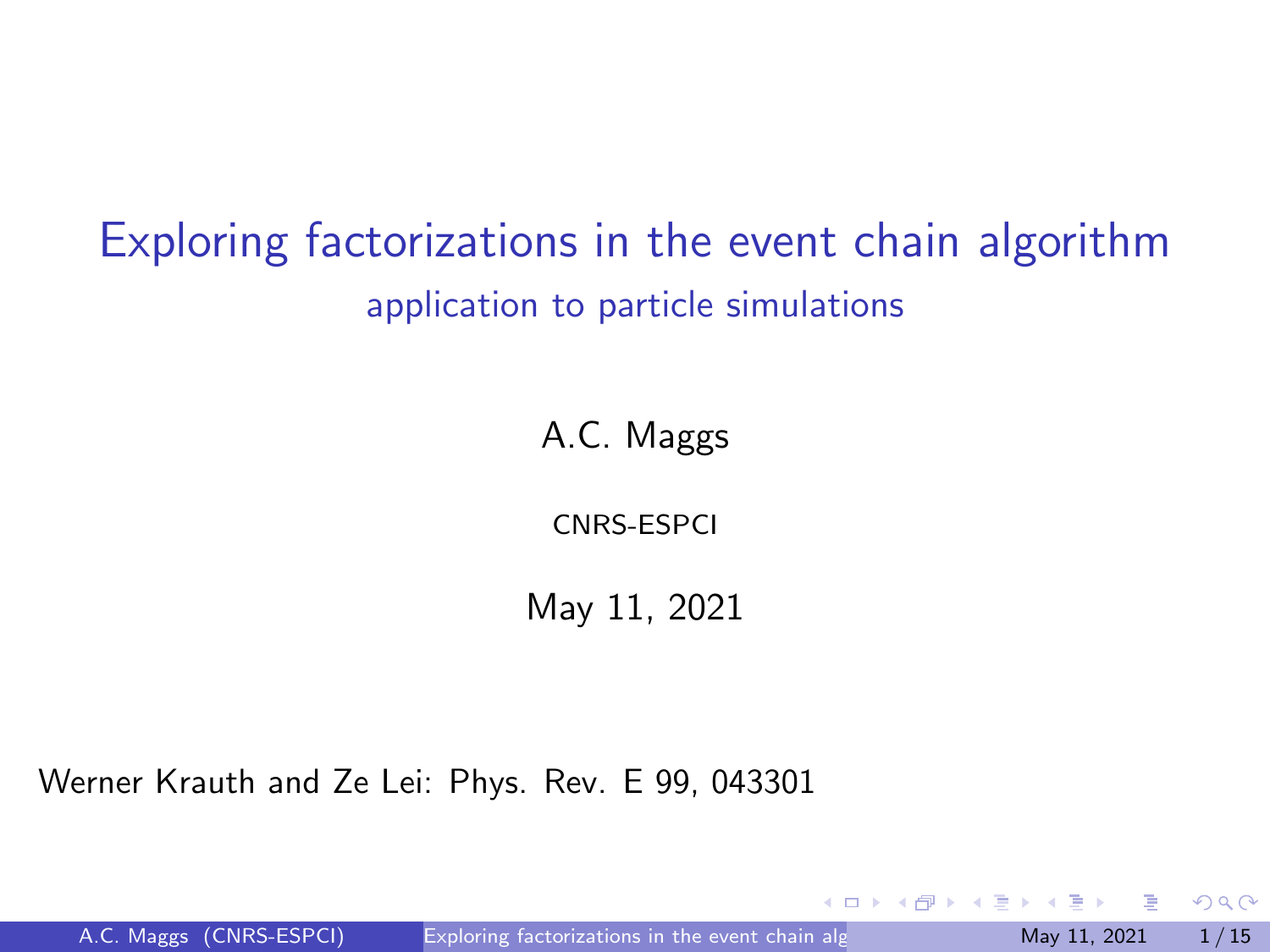# Exploring factorizations in the event chain algorithm

## application to particle simulations

A.C. Maggs

CNRS-ESPCI

May 11, 2021

Werner Krauth and Ze Lei: Phys. Rev. E 99, 043301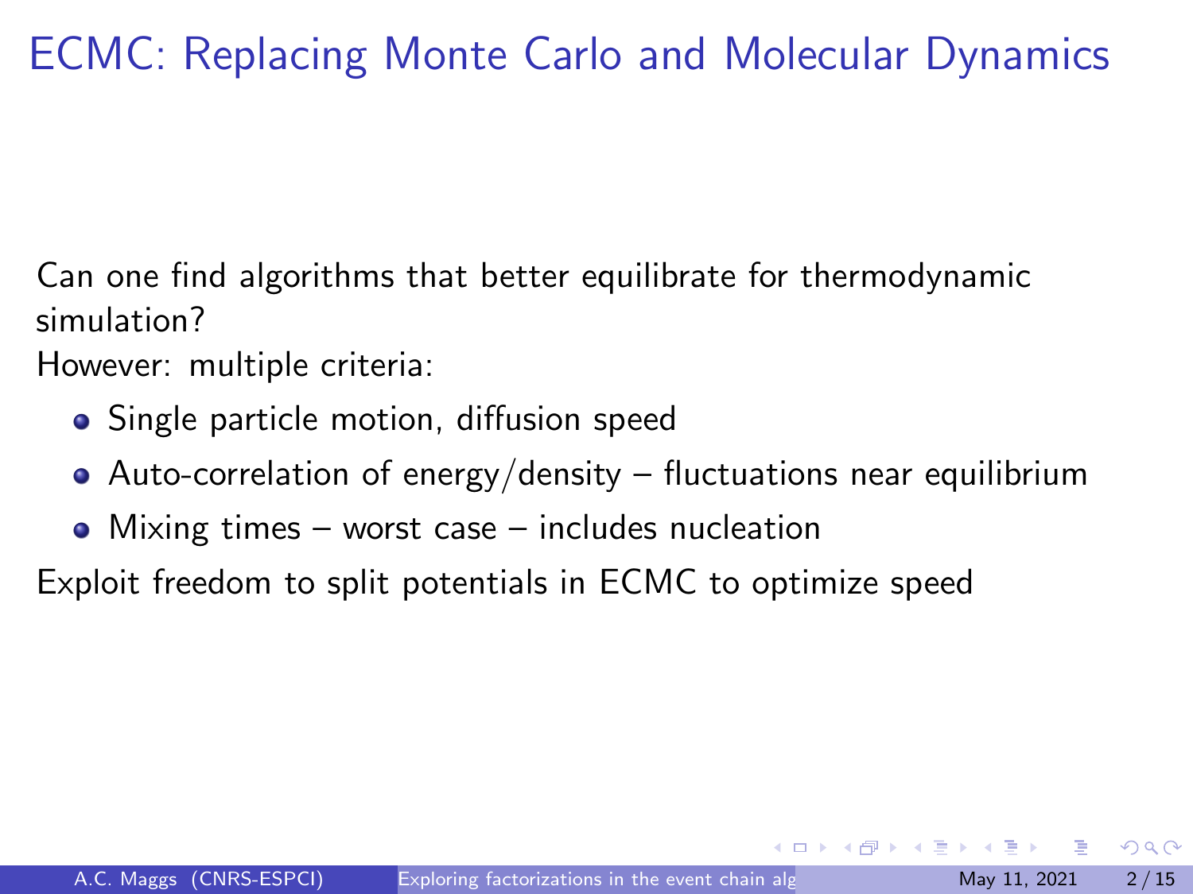# ECMC: Replacing Monte Carlo and Molecular Dynamics

Can one find algorithms that better equilibrate for thermodynamic simulation?

However: multiple criteria:

- Single particle motion, diffusion speed
- Auto-correlation of energy/density – fluctuations near equilibrium
- Mixing times – worst case – includes nucleation

Exploit freedom to split potentials in ECMC to optimize speed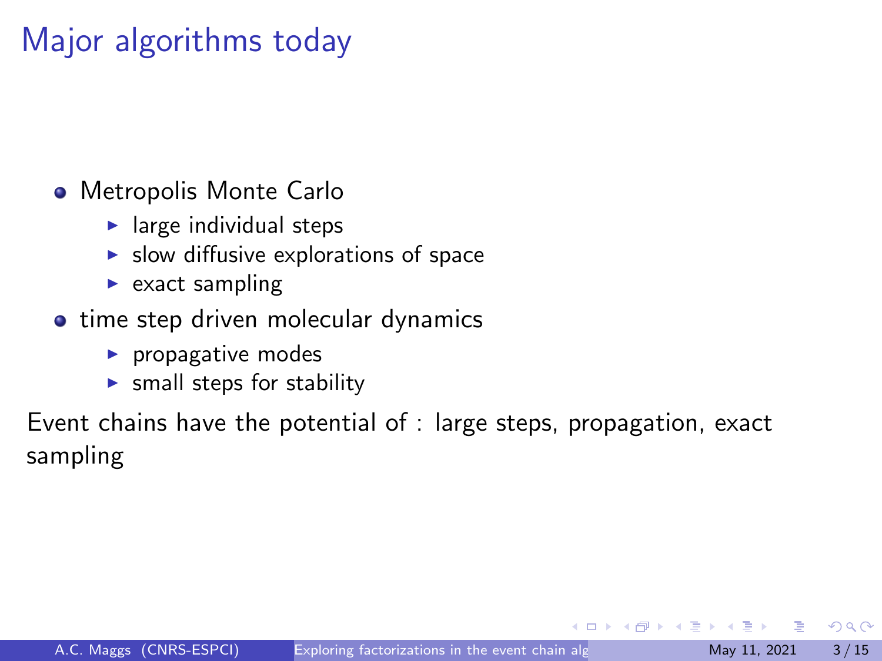# Major algorithms today

- Metropolis Monte Carlo
  - large individual steps
  - slow diffusive explorations of space
  - exact sampling
- time step driven molecular dynamics
  - propagative modes
  - small steps for stability

Event chains have the potential of : large steps, propagation, exact sampling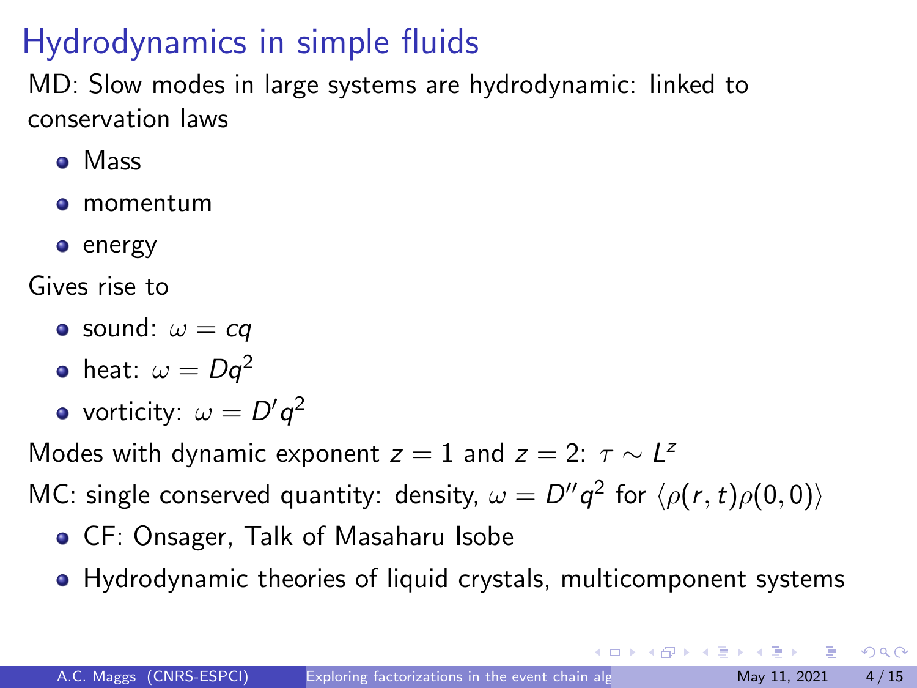# Hydrodynamics in simple fluids

MD: Slow modes in large systems are hydrodynamic: linked to conservation laws

- Mass
- momentum
- energy

Gives rise to

- sound: $\omega = cq$
- heat: $\omega = Dq^2$
- vorticity: $\omega = D'q^2$

Modes with dynamic exponent $z = 1$ and $z = 2$: $\tau \sim L^z$

MC: single conserved quantity: density, $\omega = D''q^2$ for $\langle \rho(r,t)\rho(0,0) \rangle$

- CF: Onsager, Talk of Masaharu Isobe
- Hydrodynamic theories of liquid crystals, multicomponent systems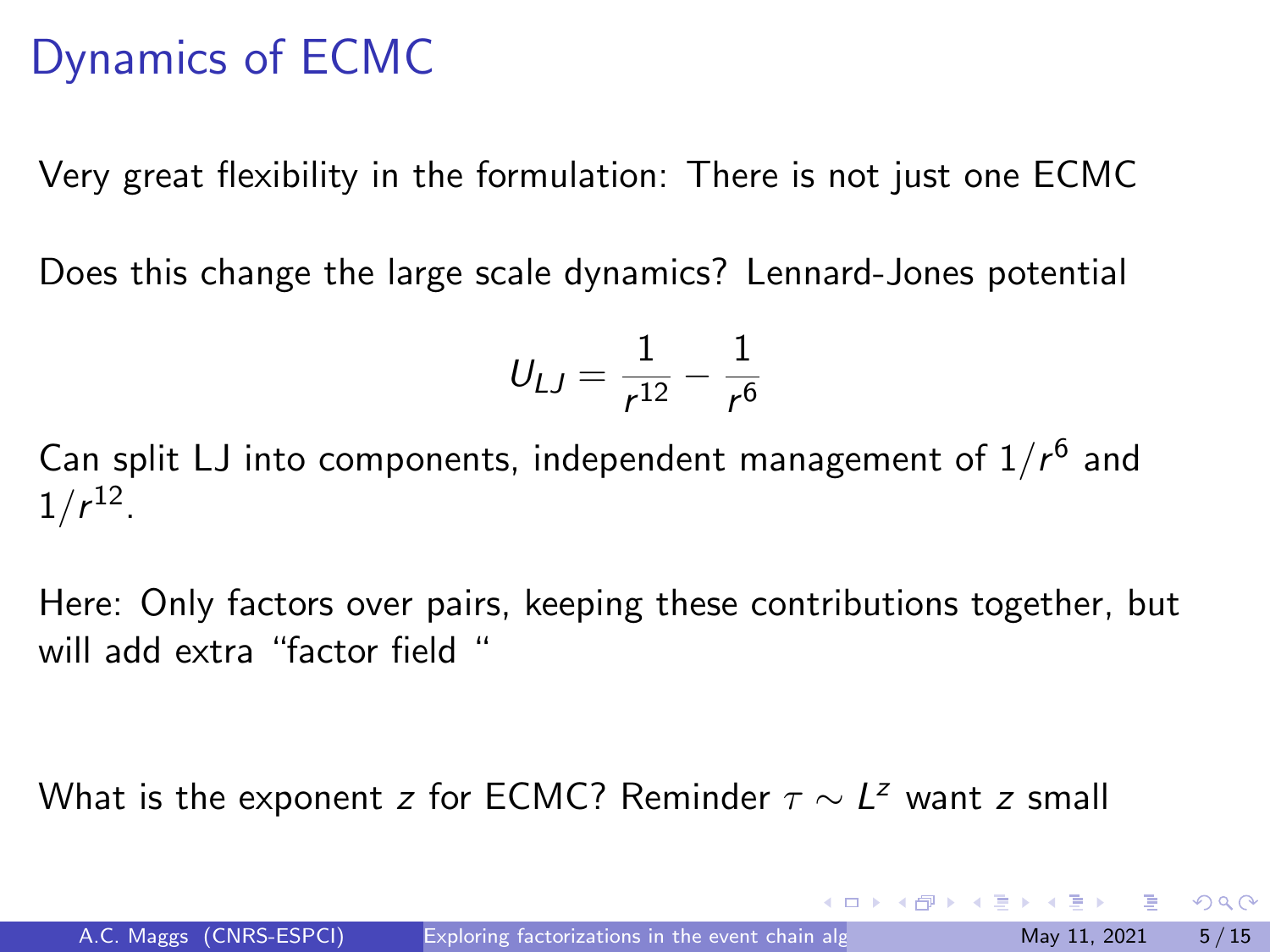# Dynamics of ECMC

Very great flexibility in the formulation: There is not just one ECMC

Does this change the large scale dynamics? Lennard-Jones potential

$$U_{LJ} = \frac{1}{r^{12}} - \frac{1}{r^6}$$

Can split LJ into components, independent management of $1/r^6$ and $1/r^{12}$.

Here: Only factors over pairs, keeping these contributions together, but will add extra "factor field "

What is the exponent $z$ for ECMC? Reminder $\tau \sim L^z$ want $z$ small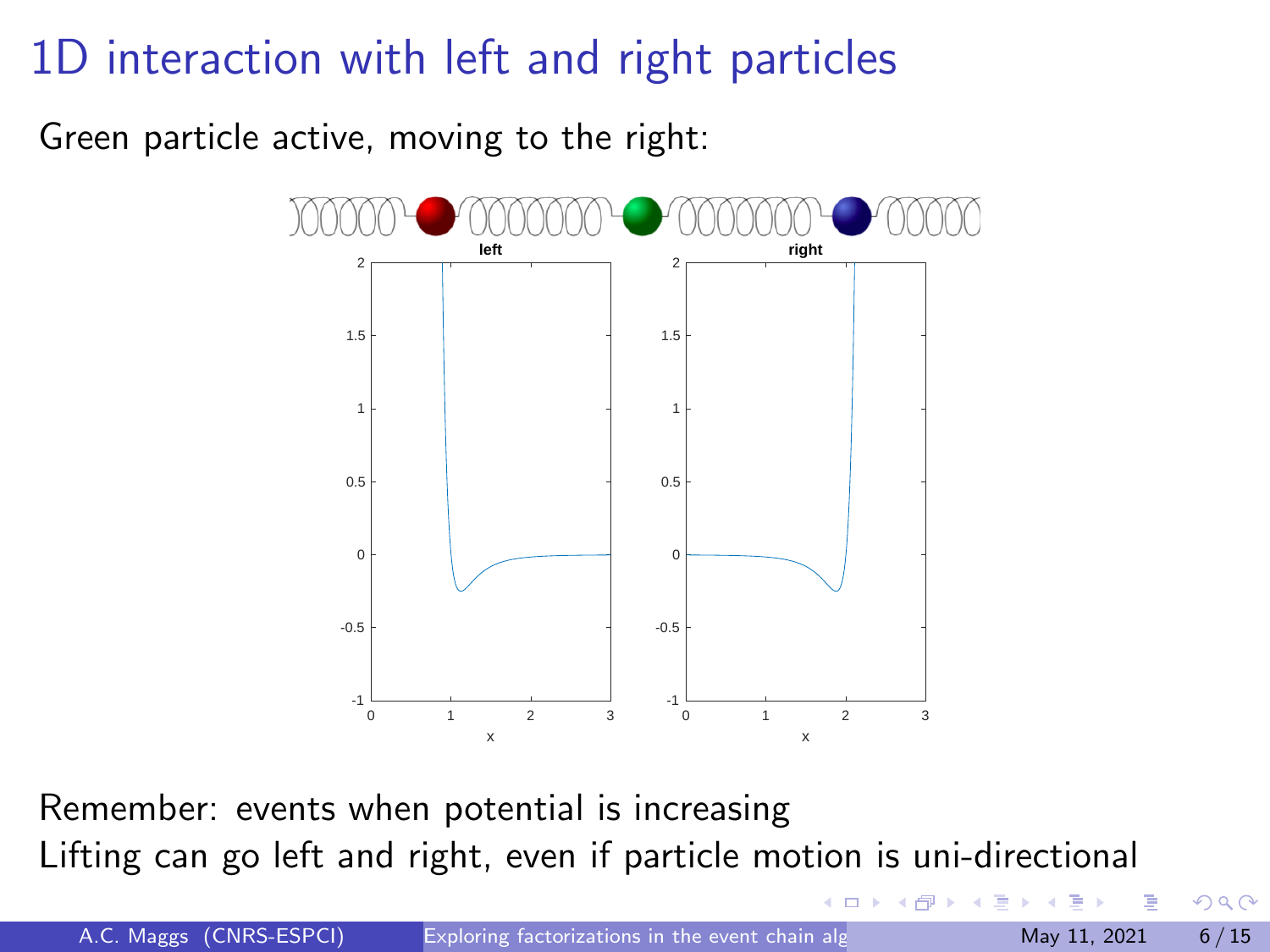# 1D interaction with left and right particles

Green particle active, moving to the right:

Remember: events when potential is increasing

Lifting can go left and right, even if particle motion is uni-directional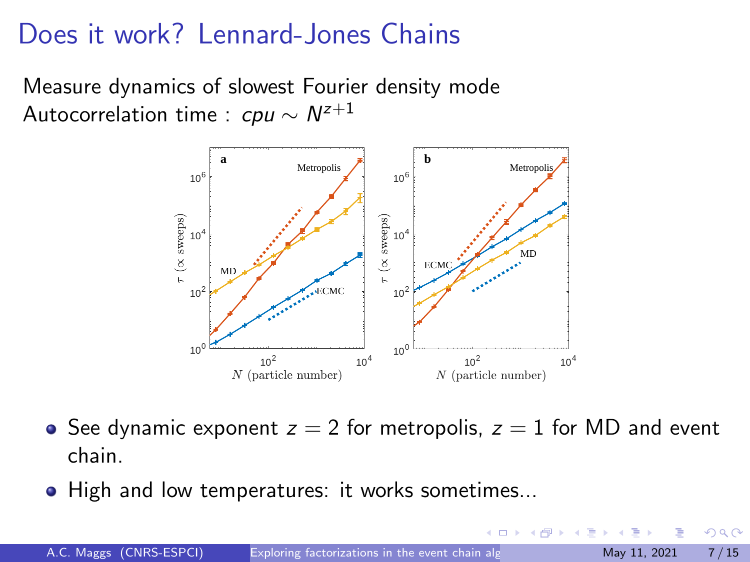# Does it work? Lennard-Jones Chains

Measure dynamics of slowest Fourier density mode
Autocorrelation time : $cpu \sim N^{z+1}$

- See dynamic exponent $z = 2$ for metropolis, $z = 1$ for MD and event chain.
- High and low temperatures: it works sometimes...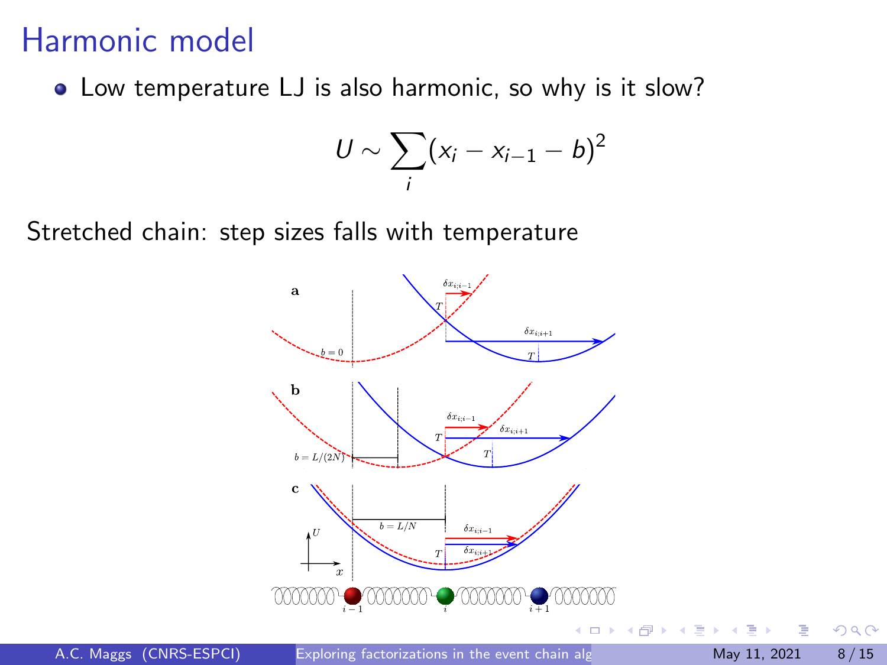# Harmonic model

- Low temperature LJ is also harmonic, so why is it slow?

$$U \sim \sum_i (x_i - x_{i-1} - b)^2$$

Stretched chain: step sizes falls with temperature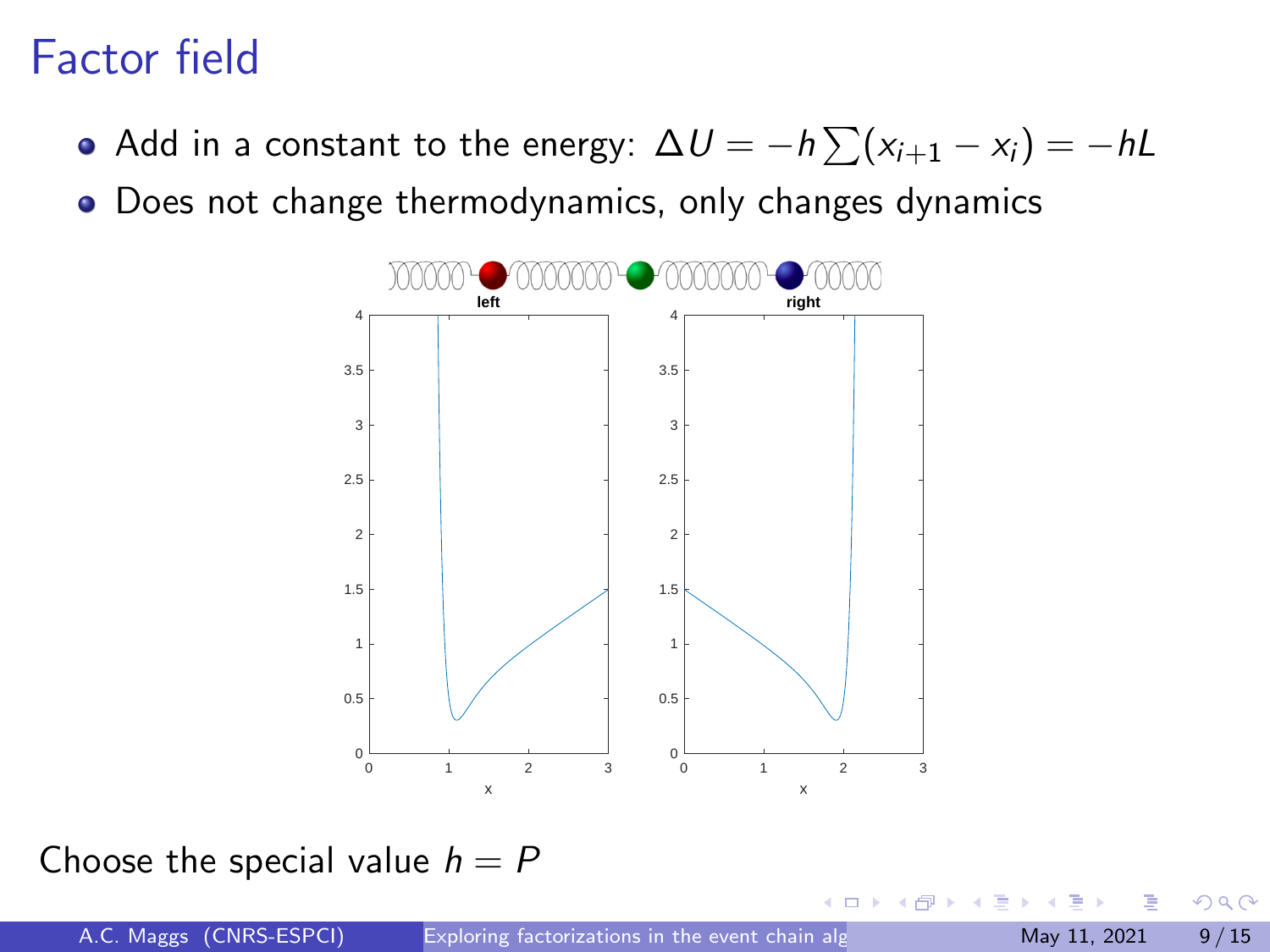# Factor field

- Add in a constant to the energy: $\Delta U = -h \sum (x_{i+1} - x_i) = -hL$
- Does not change thermodynamics, only changes dynamics

Choose the special value $h = P$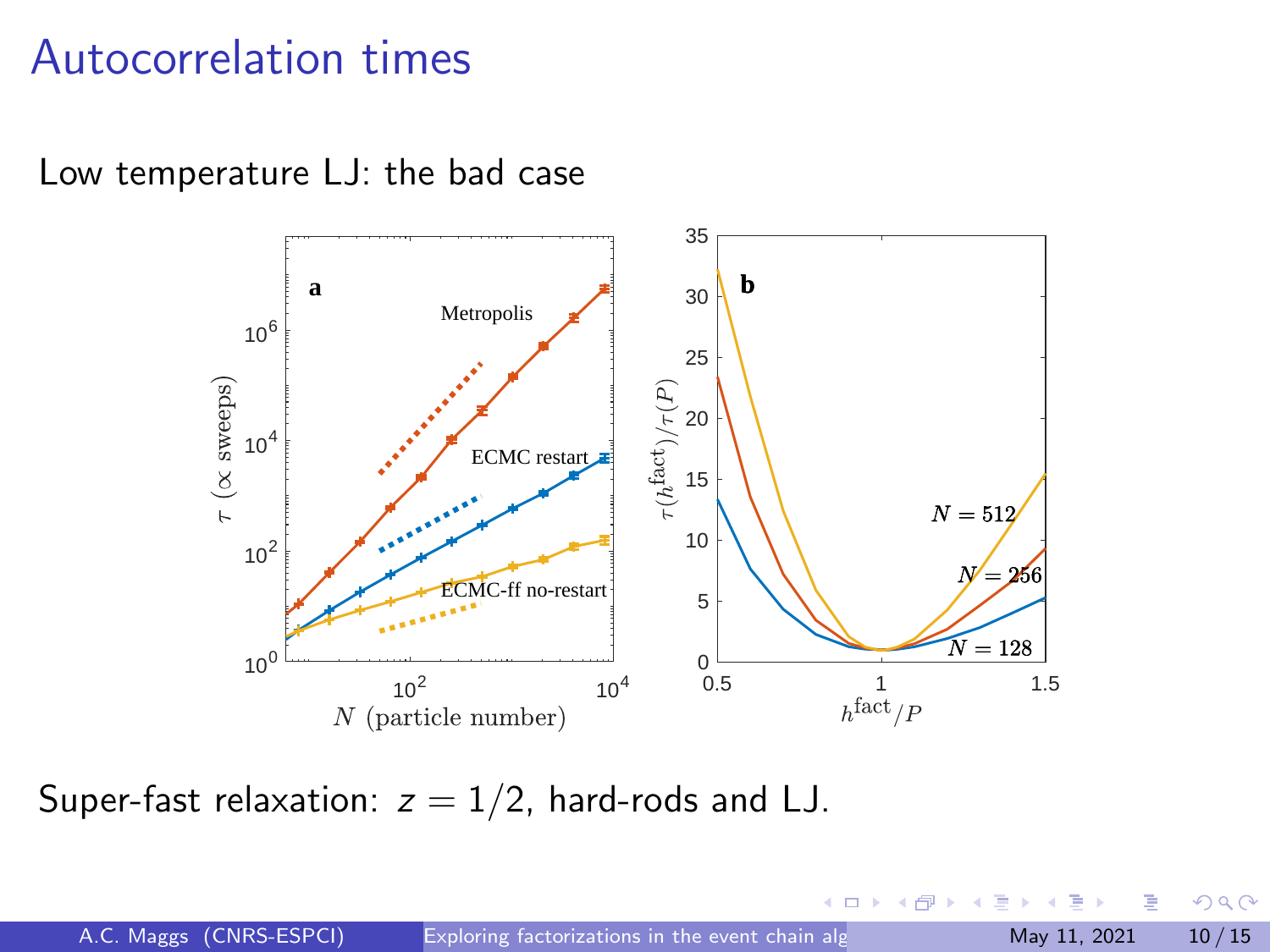# Autocorrelation times

Low temperature LJ: the bad case

Super-fast relaxation: $z = 1/2$, hard-rods and LJ.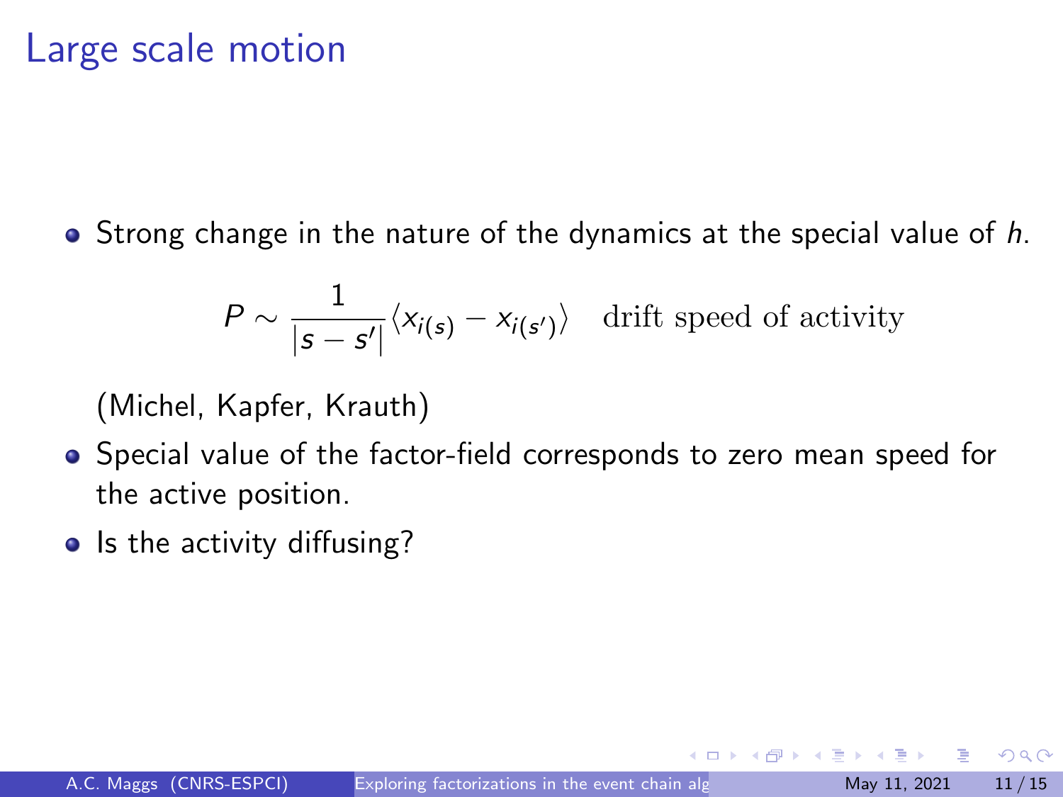# Large scale motion

- Strong change in the nature of the dynamics at the special value of $h$.

$$P \sim \frac{1}{|s - s'|} \langle x_{i(s)} - x_{i(s')} \rangle \quad \text{drift speed of activity}$$

  (Michel, Kapfer, Krauth)
- Special value of the factor-field corresponds to zero mean speed for the active position.
- Is the activity diffusing?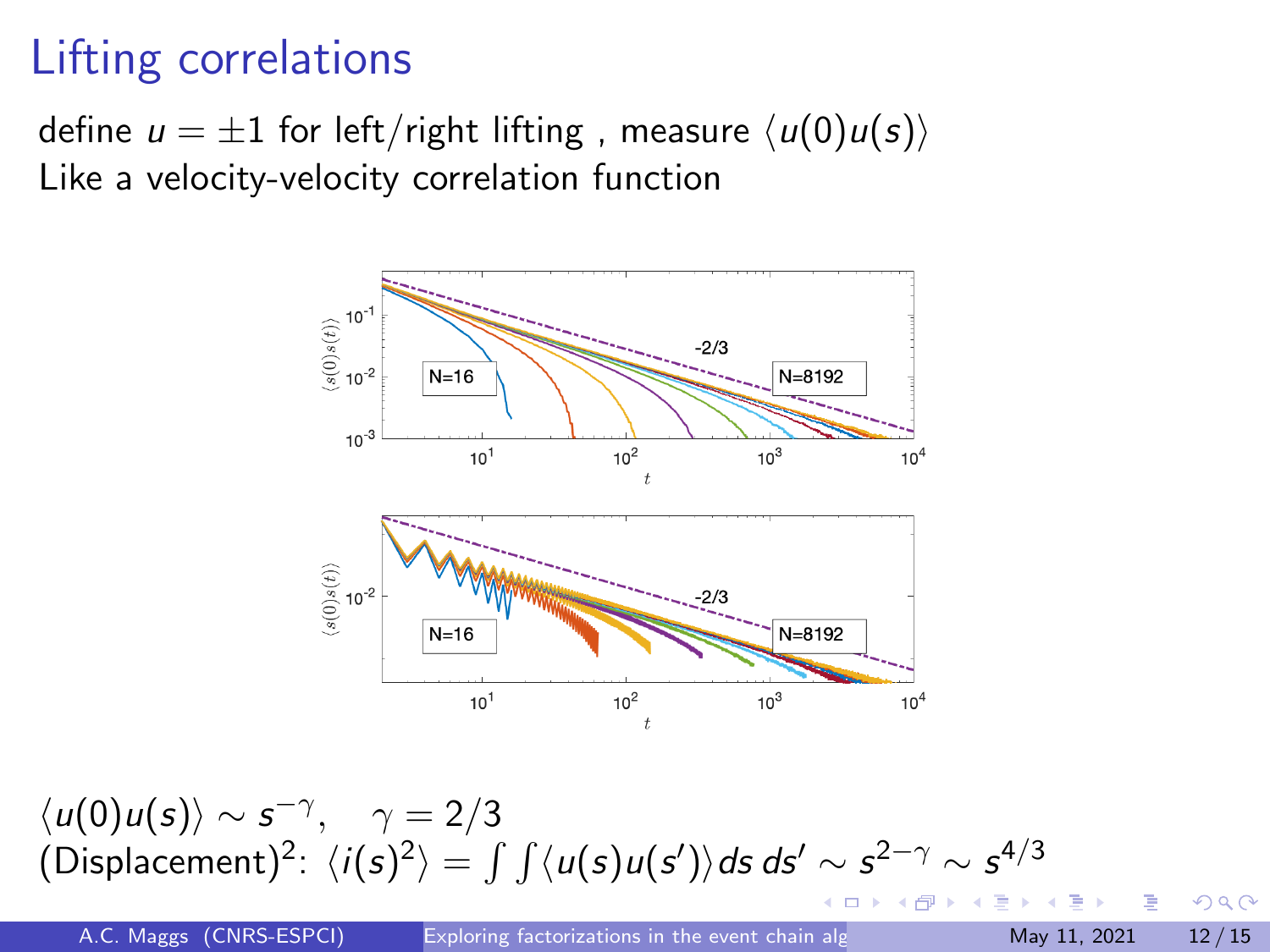# Lifting correlations

define $u = \pm 1$ for left/right lifting , measure $\langle u(0)u(s)\rangle$
Like a velocity-velocity correlation function

$\langle u(0)u(s)\rangle \sim s^{-\gamma}, \quad \gamma = 2/3$
(Displacement)$^2$: $\langle i(s)^2\rangle = \int\int \langle u(s)u(s')\rangle ds\, ds' \sim s^{2-\gamma} \sim s^{4/3}$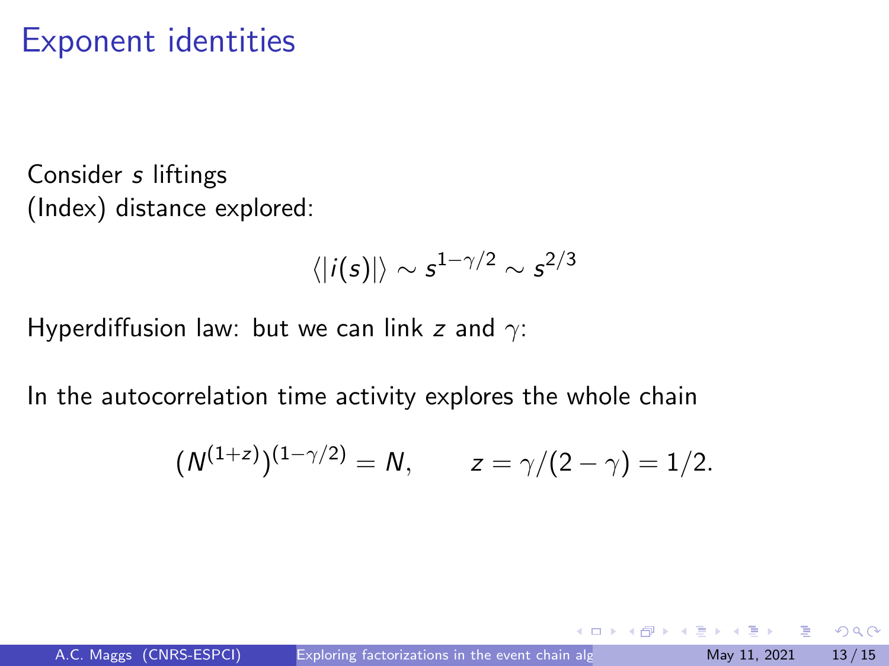# Exponent identities

Consider $s$ liftings
(Index) distance explored:

$$\langle |i(s)| \rangle \sim s^{1-\gamma/2} \sim s^{2/3}$$

Hyperdiffusion law: but we can link $z$ and $\gamma$:

In the autocorrelation time activity explores the whole chain

$$(N^{(1+z)})^{(1-\gamma/2)} = N, \qquad z = \gamma/(2-\gamma) = 1/2.$$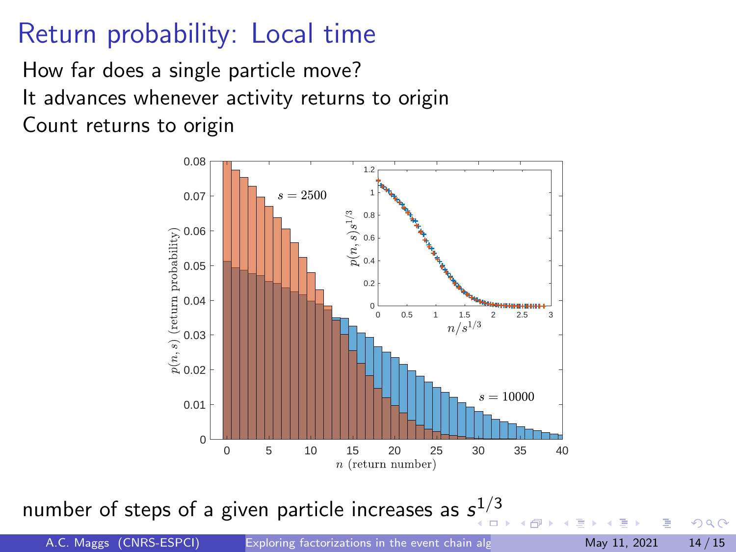# Return probability: Local time

How far does a single particle move?
It advances whenever activity returns to origin
Count returns to origin

number of steps of a given particle increases as $s^{1/3}$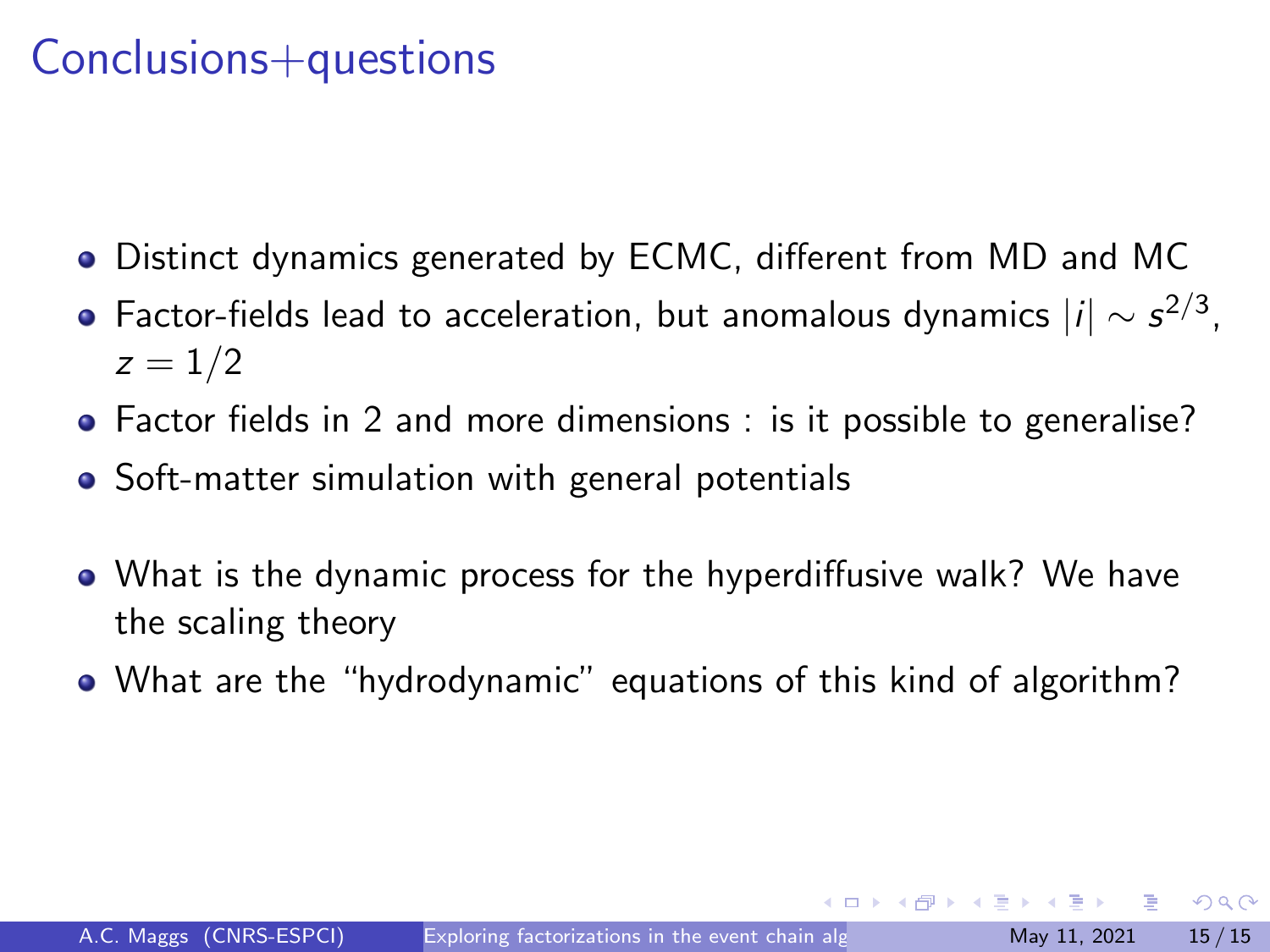# Conclusions+questions

- Distinct dynamics generated by ECMC, different from MD and MC
- Factor-fields lead to acceleration, but anomalous dynamics $|i| \sim s^{2/3}$, $z = 1/2$
- Factor fields in 2 and more dimensions : is it possible to generalise?
- Soft-matter simulation with general potentials

- What is the dynamic process for the hyperdiffusive walk? We have the scaling theory
- What are the "hydrodynamic" equations of this kind of algorithm?